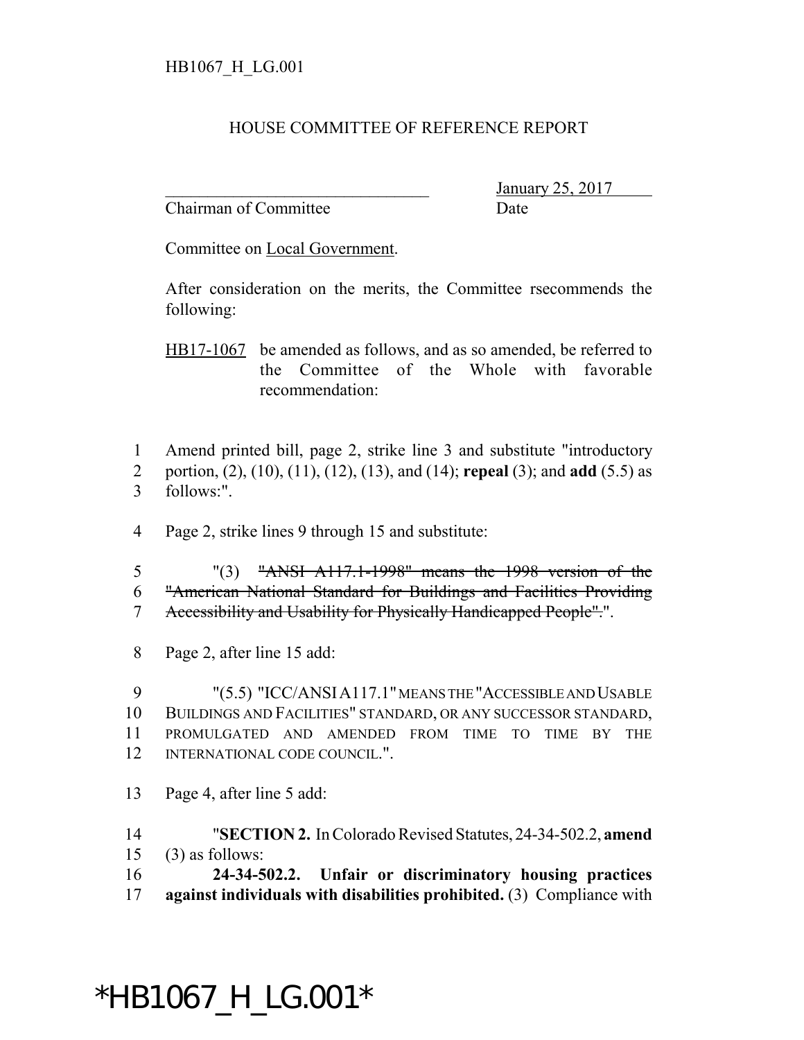HB1067_H_LG.001

HOUSE COMMITTEE OF REFERENCE REPORT

_________________________________ January 25, 2017
Chairman of Committee Date

Committee on Local Government.

After consideration on the merits, the Committee rsecommends the following:

HB17-1067 be amended as follows, and as so amended, be referred to the Committee of the Whole with favorable recommendation:

1 Amend printed bill, page 2, strike line 3 and substitute "introductory
2 portion, (2), (10), (11), (12), (13), and (14); **repeal** (3); and **add** (5.5) as
3 follows:".

4 Page 2, strike lines 9 through 15 and substitute:

5 "(3) ~~"ANSI A117.1-1998" means the 1998 version of the~~
6 ~~"American National Standard for Buildings and Facilities Providing~~
7 ~~Accessibility and Usability for Physically Handicapped People".~~".

8 Page 2, after line 15 add:

9 "(5.5) "ICC/ANSI A117.1" MEANS THE "ACCESSIBLE AND USABLE
10 BUILDINGS AND FACILITIES" STANDARD, OR ANY SUCCESSOR STANDARD,
11 PROMULGATED AND AMENDED FROM TIME TO TIME BY THE
12 INTERNATIONAL CODE COUNCIL.".

13 Page 4, after line 5 add:

14 "**SECTION 2.** In Colorado Revised Statutes, 24-34-502.2, **amend**
15 (3) as follows:
16 **24-34-502.2. Unfair or discriminatory housing practices**
17 **against individuals with disabilities prohibited.** (3) Compliance with

*HB1067_H_LG.001*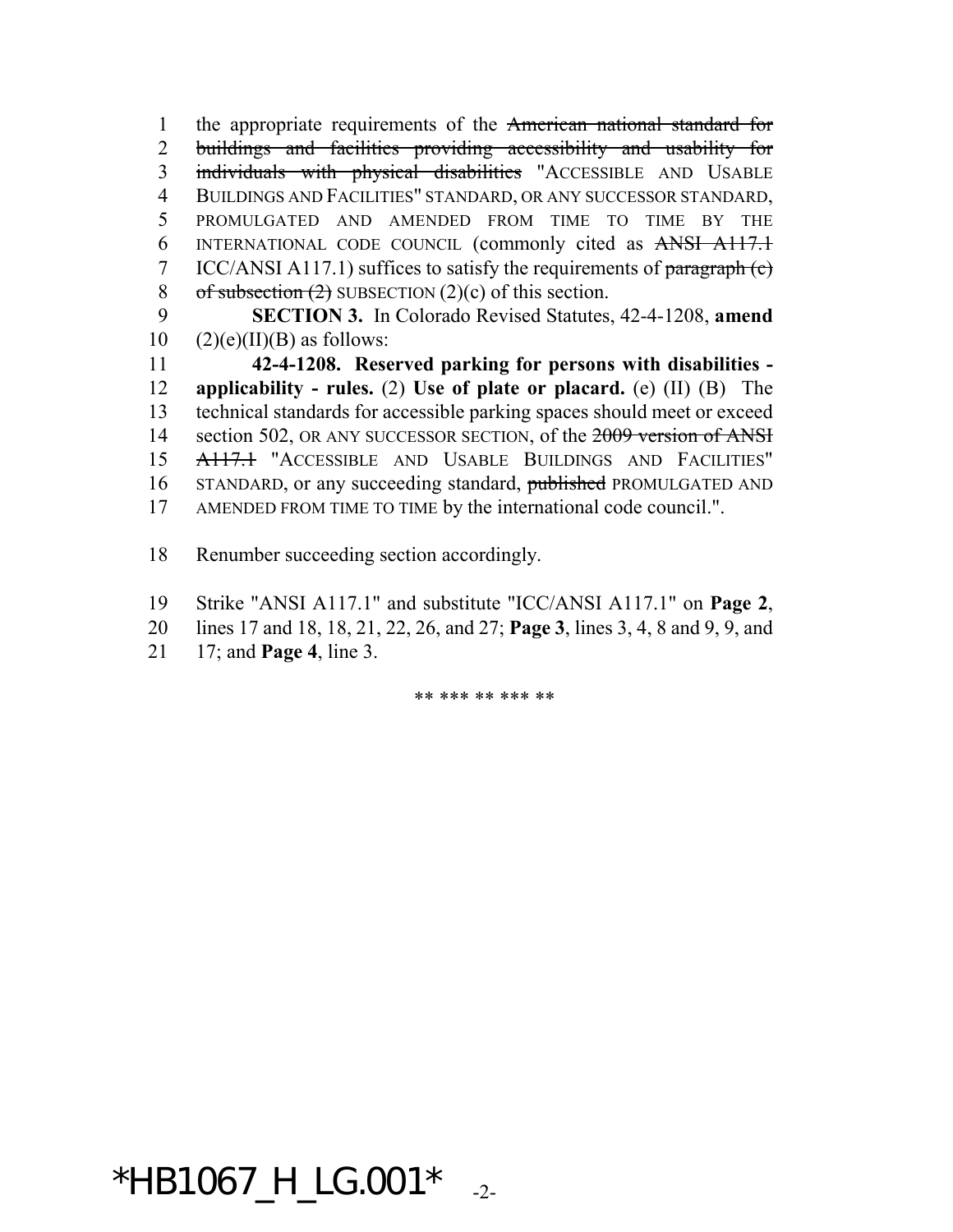the appropriate requirements of the ~~American national standard for buildings and facilities providing accessibility and usability for individuals with physical disabilities~~ "ACCESSIBLE AND USABLE BUILDINGS AND FACILITIES" STANDARD, OR ANY SUCCESSOR STANDARD, PROMULGATED AND AMENDED FROM TIME TO TIME BY THE INTERNATIONAL CODE COUNCIL (commonly cited as ~~ANSI A117.1~~ ICC/ANSI A117.1) suffices to satisfy the requirements of ~~paragraph (c) of subsection (2)~~ SUBSECTION (2)(c) of this section.

**SECTION 3.** In Colorado Revised Statutes, 42-4-1208, **amend** (2)(e)(II)(B) as follows:

**42-4-1208. Reserved parking for persons with disabilities - applicability - rules.** (2) **Use of plate or placard.** (e) (II) (B) The technical standards for accessible parking spaces should meet or exceed section 502, OR ANY SUCCESSOR SECTION, of the ~~2009 version of ANSI A117.1~~ "ACCESSIBLE AND USABLE BUILDINGS AND FACILITIES" STANDARD, or any succeeding standard, ~~published~~ PROMULGATED AND AMENDED FROM TIME TO TIME by the international code council.".

Renumber succeeding section accordingly.

Strike "ANSI A117.1" and substitute "ICC/ANSI A117.1" on **Page 2**, lines 17 and 18, 18, 21, 22, 26, and 27; **Page 3**, lines 3, 4, 8 and 9, 9, and 17; and **Page 4**, line 3.

** *** ** *** **

*HB1067_H_LG.001*